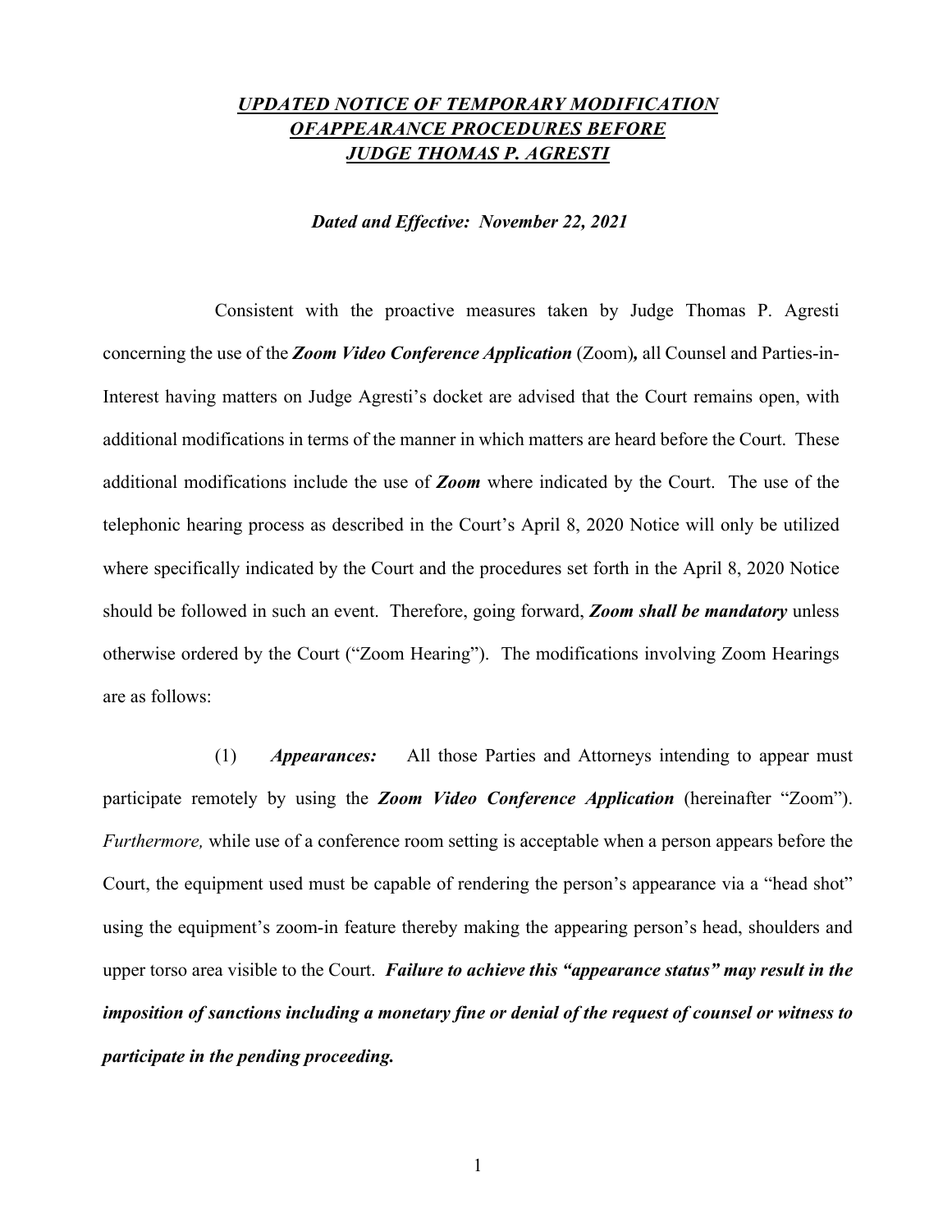# ***UPDATED NOTICE OF TEMPORARY MODIFICATION OFAPPEARANCE PROCEDURES BEFORE JUDGE THOMAS P. AGRESTI***

***Dated and Effective: November 22, 2021***

Consistent with the proactive measures taken by Judge Thomas P. Agresti concerning the use of the ***Zoom Video Conference Application*** (Zoom)***,*** all Counsel and Parties-in-Interest having matters on Judge Agresti's docket are advised that the Court remains open, with additional modifications in terms of the manner in which matters are heard before the Court. These additional modifications include the use of ***Zoom*** where indicated by the Court. The use of the telephonic hearing process as described in the Court's April 8, 2020 Notice will only be utilized where specifically indicated by the Court and the procedures set forth in the April 8, 2020 Notice should be followed in such an event. Therefore, going forward, ***Zoom shall be mandatory*** unless otherwise ordered by the Court ("Zoom Hearing"). The modifications involving Zoom Hearings are as follows:

(1) ***Appearances:*** All those Parties and Attorneys intending to appear must participate remotely by using the ***Zoom Video Conference Application*** (hereinafter "Zoom"). *Furthermore,* while use of a conference room setting is acceptable when a person appears before the Court, the equipment used must be capable of rendering the person's appearance via a "head shot" using the equipment's zoom-in feature thereby making the appearing person's head, shoulders and upper torso area visible to the Court. ***Failure to achieve this "appearance status" may result in the imposition of sanctions including a monetary fine or denial of the request of counsel or witness to participate in the pending proceeding.***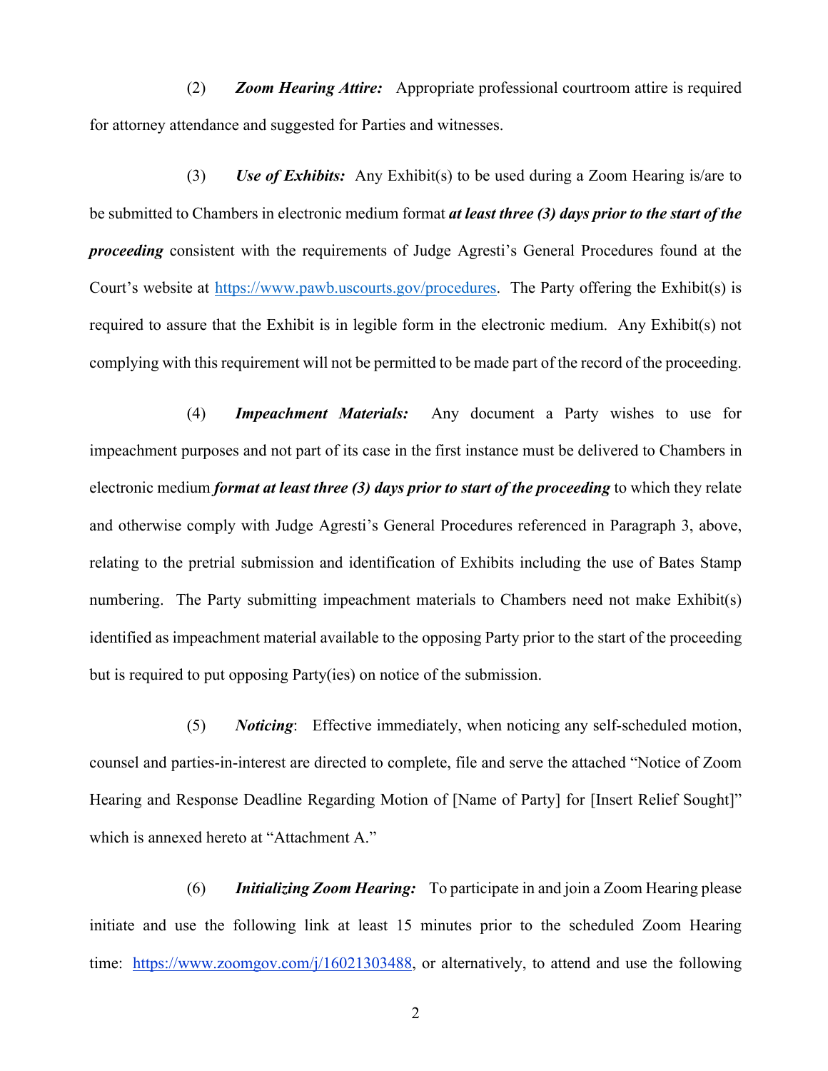(2) ***Zoom Hearing Attire:*** Appropriate professional courtroom attire is required for attorney attendance and suggested for Parties and witnesses.

(3) ***Use of Exhibits:*** Any Exhibit(s) to be used during a Zoom Hearing is/are to be submitted to Chambers in electronic medium format ***at least three (3) days prior to the start of the proceeding*** consistent with the requirements of Judge Agresti's General Procedures found at the Court's website at [https://www.pawb.uscourts.gov/procedures](https://www.pawb.uscourts.gov/procedures). The Party offering the Exhibit(s) is required to assure that the Exhibit is in legible form in the electronic medium. Any Exhibit(s) not complying with this requirement will not be permitted to be made part of the record of the proceeding.

(4) ***Impeachment Materials:*** Any document a Party wishes to use for impeachment purposes and not part of its case in the first instance must be delivered to Chambers in electronic medium ***format at least three (3) days prior to start of the proceeding*** to which they relate and otherwise comply with Judge Agresti's General Procedures referenced in Paragraph 3, above, relating to the pretrial submission and identification of Exhibits including the use of Bates Stamp numbering. The Party submitting impeachment materials to Chambers need not make Exhibit(s) identified as impeachment material available to the opposing Party prior to the start of the proceeding but is required to put opposing Party(ies) on notice of the submission.

(5) *Noticing*: Effective immediately, when noticing any self-scheduled motion, counsel and parties-in-interest are directed to complete, file and serve the attached "Notice of Zoom Hearing and Response Deadline Regarding Motion of [Name of Party] for [Insert Relief Sought]" which is annexed hereto at "Attachment A."

(6) ***Initializing Zoom Hearing:*** To participate in and join a Zoom Hearing please initiate and use the following link at least 15 minutes prior to the scheduled Zoom Hearing time: [https://www.zoomgov.com/j/16021303488](https://www.zoomgov.com/j/16021303488), or alternatively, to attend and use the following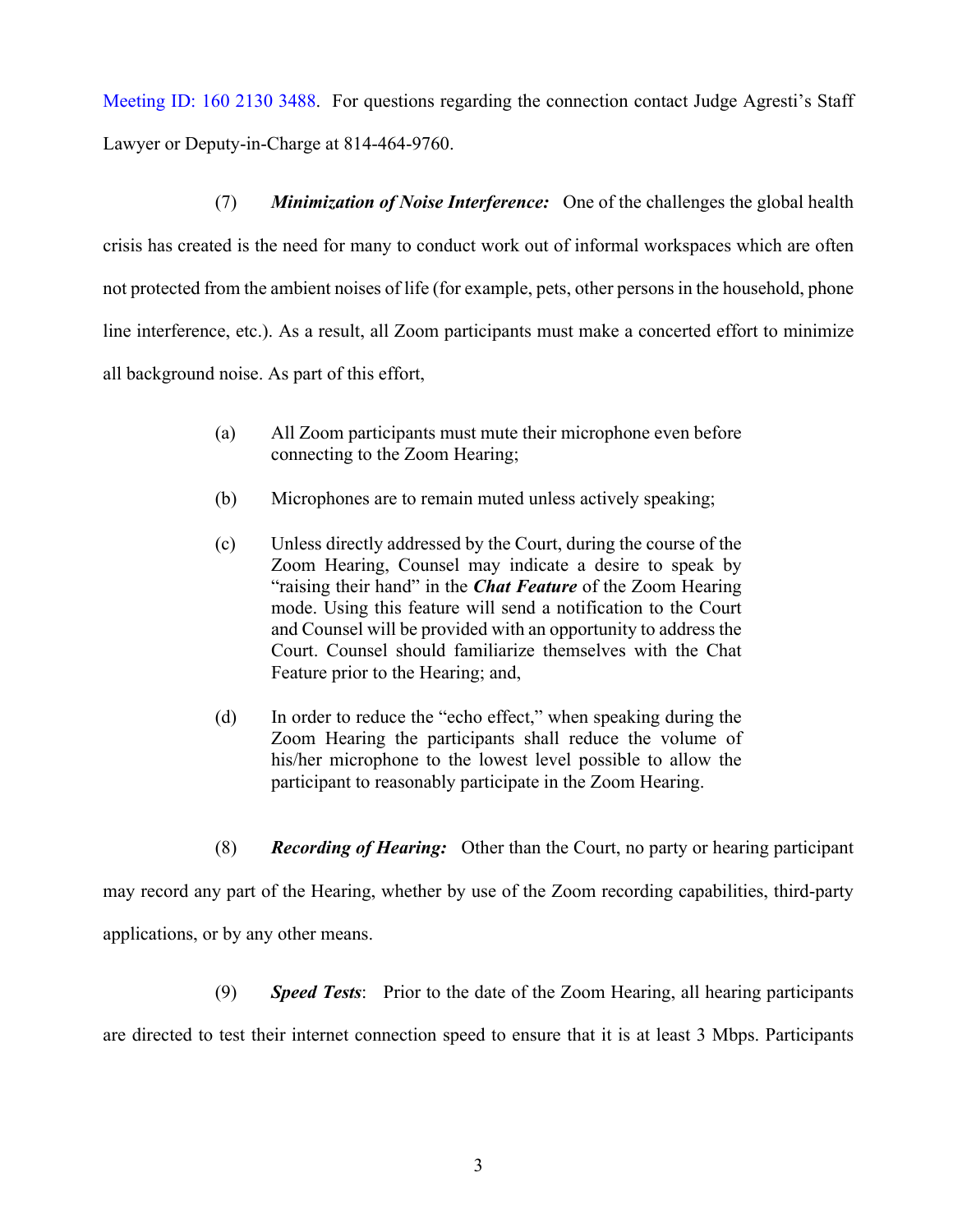Meeting ID: 160 2130 3488. For questions regarding the connection contact Judge Agresti's Staff Lawyer or Deputy-in-Charge at 814-464-9760.

(7) ***Minimization of Noise Interference:*** One of the challenges the global health crisis has created is the need for many to conduct work out of informal workspaces which are often not protected from the ambient noises of life (for example, pets, other persons in the household, phone line interference, etc.). As a result, all Zoom participants must make a concerted effort to minimize all background noise. As part of this effort,

> (a) All Zoom participants must mute their microphone even before connecting to the Zoom Hearing;
>
> (b) Microphones are to remain muted unless actively speaking;
>
> (c) Unless directly addressed by the Court, during the course of the Zoom Hearing, Counsel may indicate a desire to speak by "raising their hand" in the ***Chat Feature*** of the Zoom Hearing mode. Using this feature will send a notification to the Court and Counsel will be provided with an opportunity to address the Court. Counsel should familiarize themselves with the Chat Feature prior to the Hearing; and,
>
> (d) In order to reduce the "echo effect," when speaking during the Zoom Hearing the participants shall reduce the volume of his/her microphone to the lowest level possible to allow the participant to reasonably participate in the Zoom Hearing.

(8) ***Recording of Hearing:*** Other than the Court, no party or hearing participant may record any part of the Hearing, whether by use of the Zoom recording capabilities, third-party applications, or by any other means.

(9) ***Speed Tests***: Prior to the date of the Zoom Hearing, all hearing participants are directed to test their internet connection speed to ensure that it is at least 3 Mbps. Participants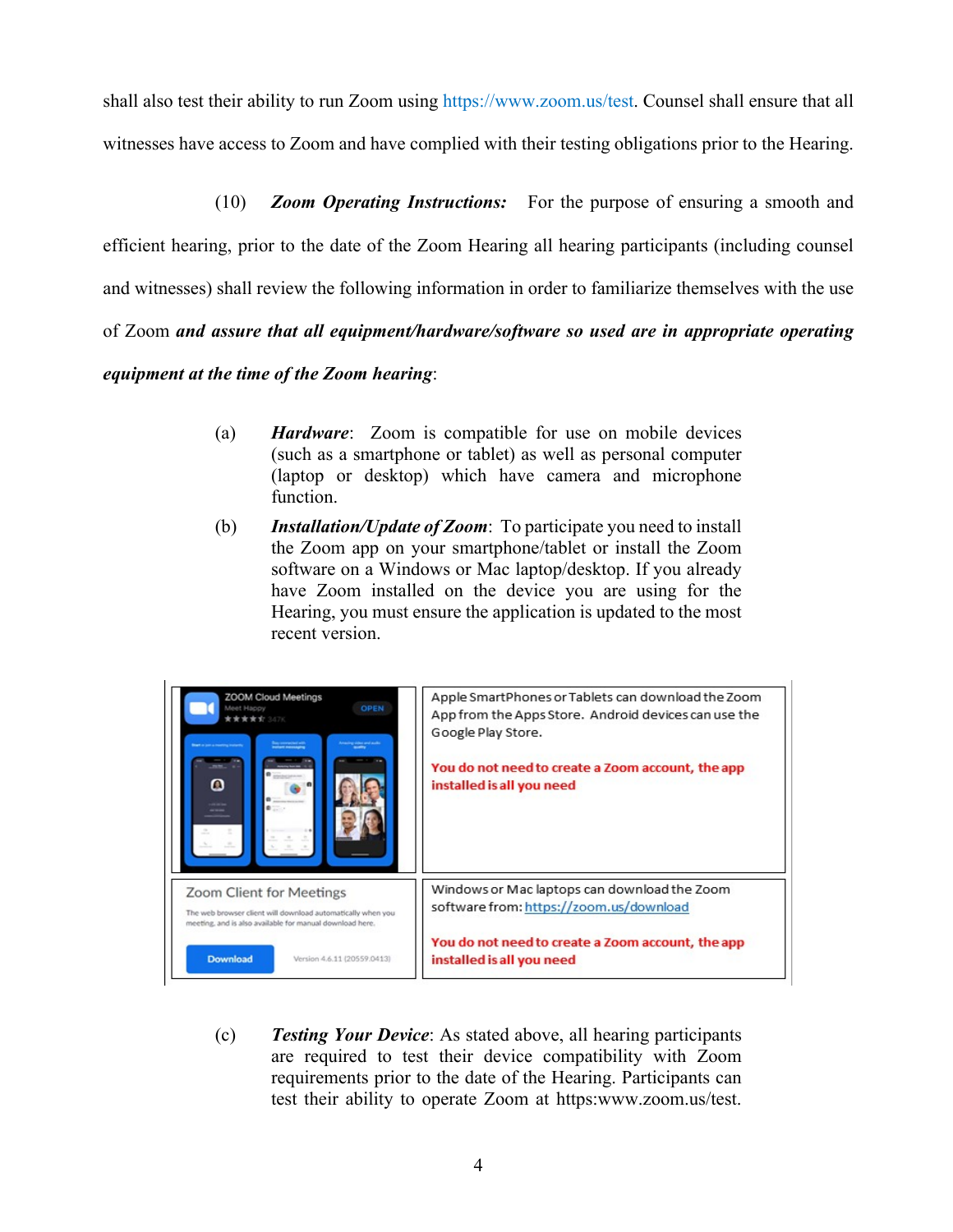shall also test their ability to run Zoom using https://www.zoom.us/test. Counsel shall ensure that all witnesses have access to Zoom and have complied with their testing obligations prior to the Hearing.

(10) ***Zoom Operating Instructions:*** For the purpose of ensuring a smooth and efficient hearing, prior to the date of the Zoom Hearing all hearing participants (including counsel and witnesses) shall review the following information in order to familiarize themselves with the use of Zoom ***and assure that all equipment/hardware/software so used are in appropriate operating equipment at the time of the Zoom hearing***:

(a) ***Hardware***: Zoom is compatible for use on mobile devices (such as a smartphone or tablet) as well as personal computer (laptop or desktop) which have camera and microphone function.

(b) ***Installation/Update of Zoom***: To participate you need to install the Zoom app on your smartphone/tablet or install the Zoom software on a Windows or Mac laptop/desktop. If you already have Zoom installed on the device you are using for the Hearing, you must ensure the application is updated to the most recent version.

| | |
|---|---|
| ZOOM Cloud Meetings<br>Meet Happy<br>OPEN | Apple SmartPhones or Tablets can download the Zoom App from the Apps Store. Android devices can use the Google Play Store.<br><br>**You do not need to create a Zoom account, the app installed is all you need** |
| Zoom Client for Meetings<br>The web browser client will download automatically when you meeting, and is also available for manual download here.<br>Download Version 4.6.11 (20559.0413) | Windows or Mac laptops can download the Zoom software from: https://zoom.us/download<br><br>**You do not need to create a Zoom account, the app installed is all you need** |

(c) ***Testing Your Device***: As stated above, all hearing participants are required to test their device compatibility with Zoom requirements prior to the date of the Hearing. Participants can test their ability to operate Zoom at https:www.zoom.us/test.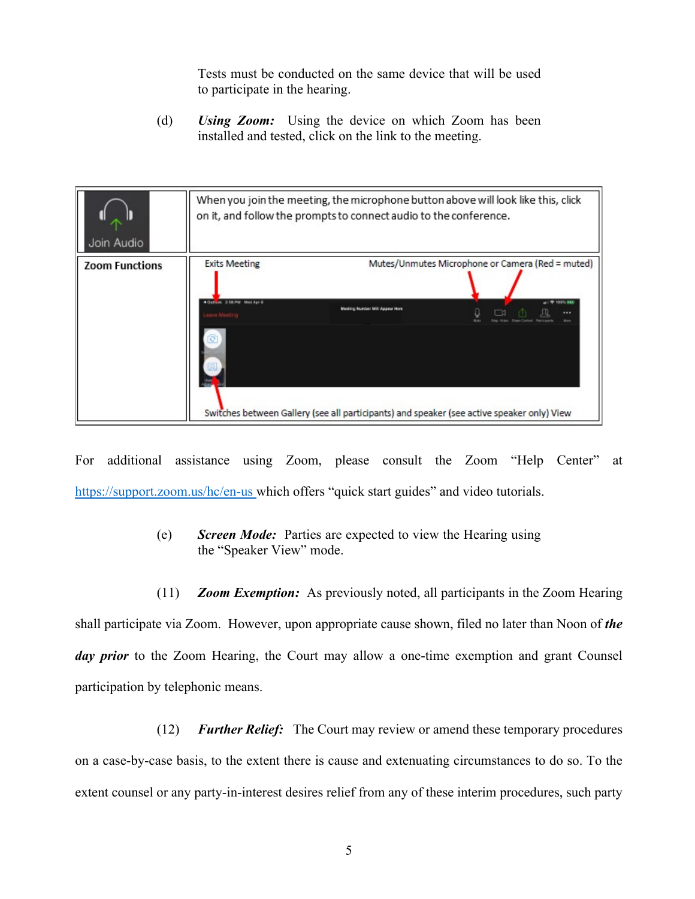Tests must be conducted on the same device that will be used to participate in the hearing.

(d) ***Using Zoom:*** Using the device on which Zoom has been installed and tested, click on the link to the meeting.

| Join Audio | When you join the meeting, the microphone button above will look like this, click on it, and follow the prompts to connect audio to the conference. |
|---|---|
| Zoom Functions | Exits Meeting; Mutes/Unmutes Microphone or Camera (Red = muted); Switches between Gallery (see all participants) and speaker (see active speaker only) View |

For additional assistance using Zoom, please consult the Zoom "Help Center" at https://support.zoom.us/hc/en-us which offers "quick start guides" and video tutorials.

(e) ***Screen Mode:*** Parties are expected to view the Hearing using the "Speaker View" mode.

(11) ***Zoom Exemption:*** As previously noted, all participants in the Zoom Hearing shall participate via Zoom. However, upon appropriate cause shown, filed no later than Noon of ***the day prior*** to the Zoom Hearing, the Court may allow a one-time exemption and grant Counsel participation by telephonic means.

(12) ***Further Relief:*** The Court may review or amend these temporary procedures on a case-by-case basis, to the extent there is cause and extenuating circumstances to do so. To the extent counsel or any party-in-interest desires relief from any of these interim procedures, such party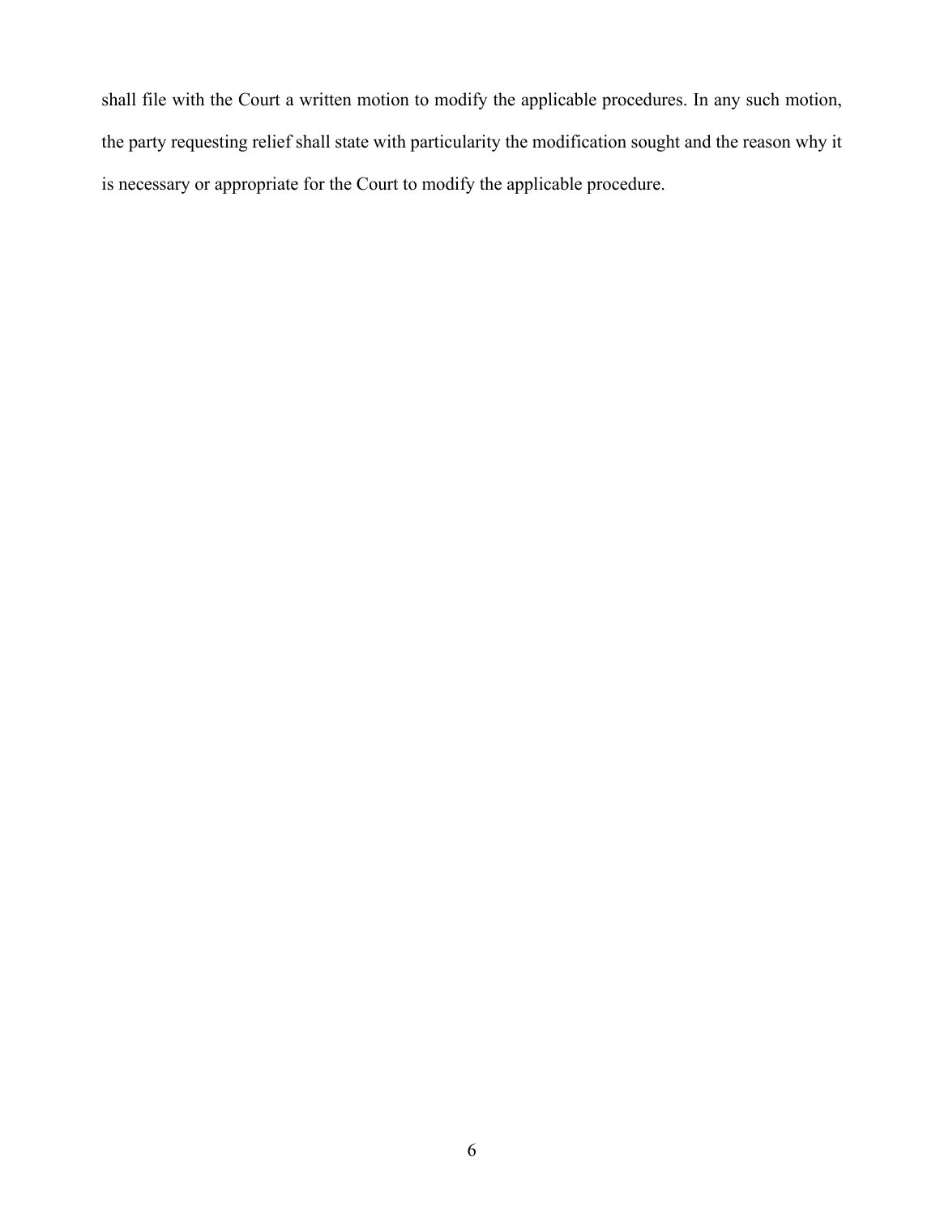shall file with the Court a written motion to modify the applicable procedures. In any such motion, the party requesting relief shall state with particularity the modification sought and the reason why it is necessary or appropriate for the Court to modify the applicable procedure.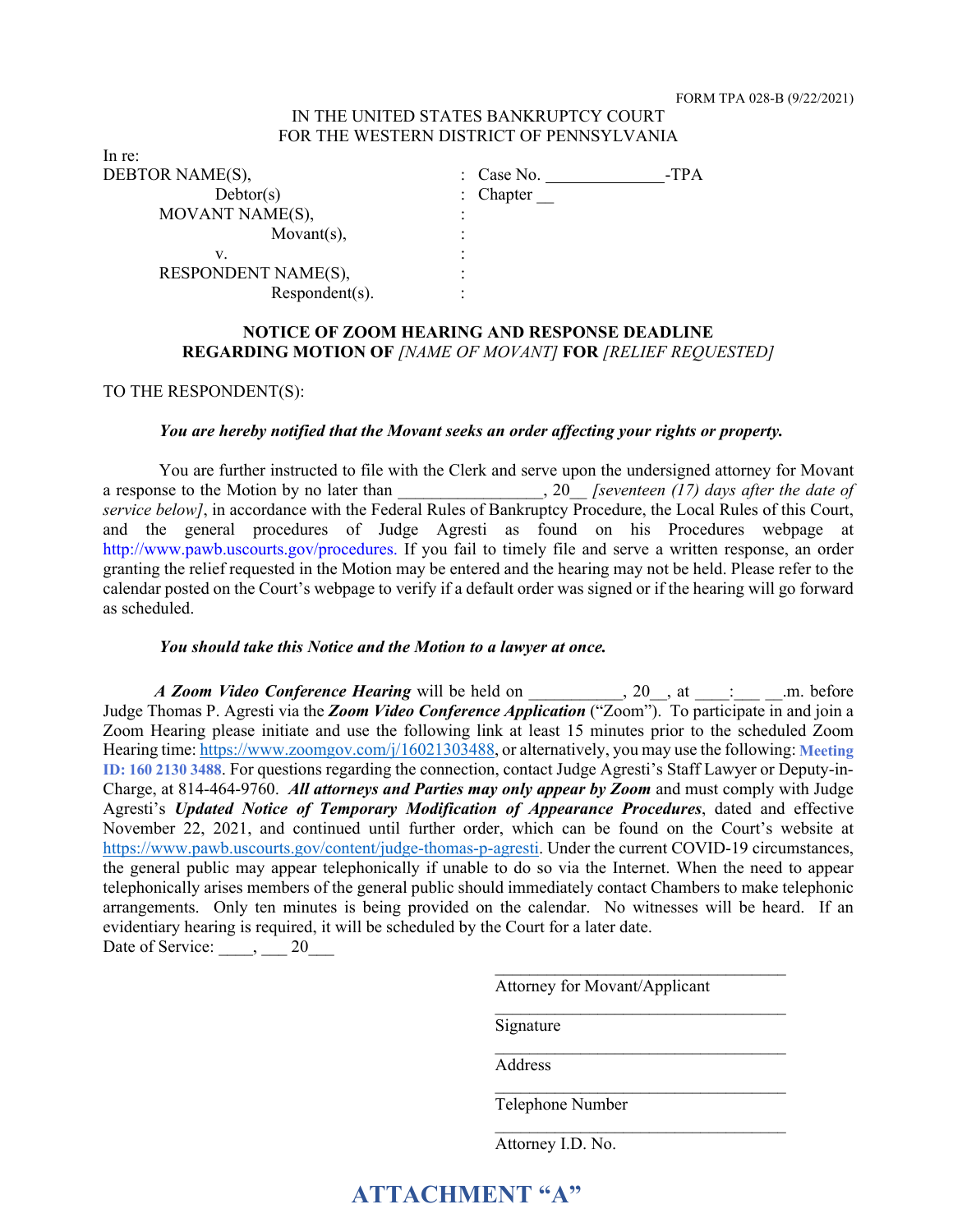FORM TPA 028-B (9/22/2021)

IN THE UNITED STATES BANKRUPTCY COURT
FOR THE WESTERN DISTRICT OF PENNSYLVANIA

| | |
|---|---|
| In re: | |
| DEBTOR NAME(S), | : Case No. ______________-TPA |
| Debtor(s) | : Chapter __ |
| MOVANT NAME(S), | : |
| Movant(s), | : |
| v. | : |
| RESPONDENT NAME(S), | : |
| Respondent(s). | : |

**NOTICE OF ZOOM HEARING AND RESPONSE DEADLINE REGARDING MOTION OF** *[NAME OF MOVANT]* **FOR** *[RELIEF REQUESTED]*

TO THE RESPONDENT(S):

***You are hereby notified that the Movant seeks an order affecting your rights or property.***

You are further instructed to file with the Clerk and serve upon the undersigned attorney for Movant a response to the Motion by no later than ________________, 20__ *[seventeen (17) days after the date of service below]*, in accordance with the Federal Rules of Bankruptcy Procedure, the Local Rules of this Court, and the general procedures of Judge Agresti as found on his Procedures webpage at http://www.pawb.uscourts.gov/procedures. If you fail to timely file and serve a written response, an order granting the relief requested in the Motion may be entered and the hearing may not be held. Please refer to the calendar posted on the Court's webpage to verify if a default order was signed or if the hearing will go forward as scheduled.

***You should take this Notice and the Motion to a lawyer at once.***

***A Zoom Video Conference Hearing*** will be held on ___________, 20__, at ____:___ __.m. before Judge Thomas P. Agresti via the ***Zoom Video Conference Application*** ("Zoom"). To participate in and join a Zoom Hearing please initiate and use the following link at least 15 minutes prior to the scheduled Zoom Hearing time: https://www.zoomgov.com/j/16021303488, or alternatively, you may use the following: **Meeting ID: 160 2130 3488**. For questions regarding the connection, contact Judge Agresti's Staff Lawyer or Deputy-in-Charge, at 814-464-9760. ***All attorneys and Parties may only appear by Zoom*** and must comply with Judge Agresti's ***Updated Notice of Temporary Modification of Appearance Procedures***, dated and effective November 22, 2021, and continued until further order, which can be found on the Court's website at https://www.pawb.uscourts.gov/content/judge-thomas-p-agresti. Under the current COVID-19 circumstances, the general public may appear telephonically if unable to do so via the Internet. When the need to appear telephonically arises members of the general public should immediately contact Chambers to make telephonic arrangements. Only ten minutes is being provided on the calendar. No witnesses will be heard. If an evidentiary hearing is required, it will be scheduled by the Court for a later date.

Date of Service: ____, ___ 20___

___________________________________
Attorney for Movant/Applicant

___________________________________
Signature

___________________________________
Address

___________________________________
Telephone Number

___________________________________
Attorney I.D. No.

## ATTACHMENT "A"